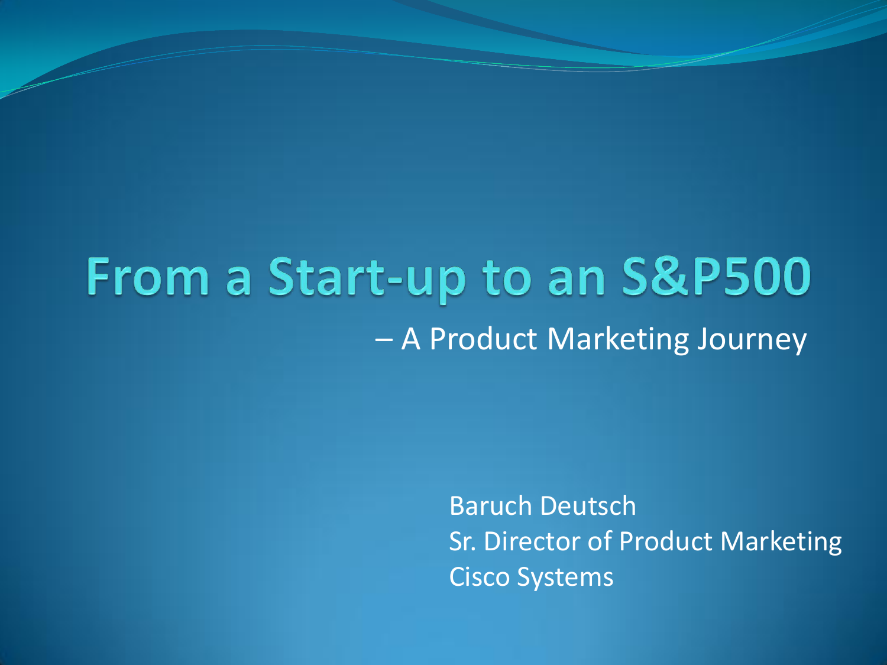# From a Start-up to an S&P500

– A Product Marketing Journey

Baruch Deutsch
Sr. Director of Product Marketing
Cisco Systems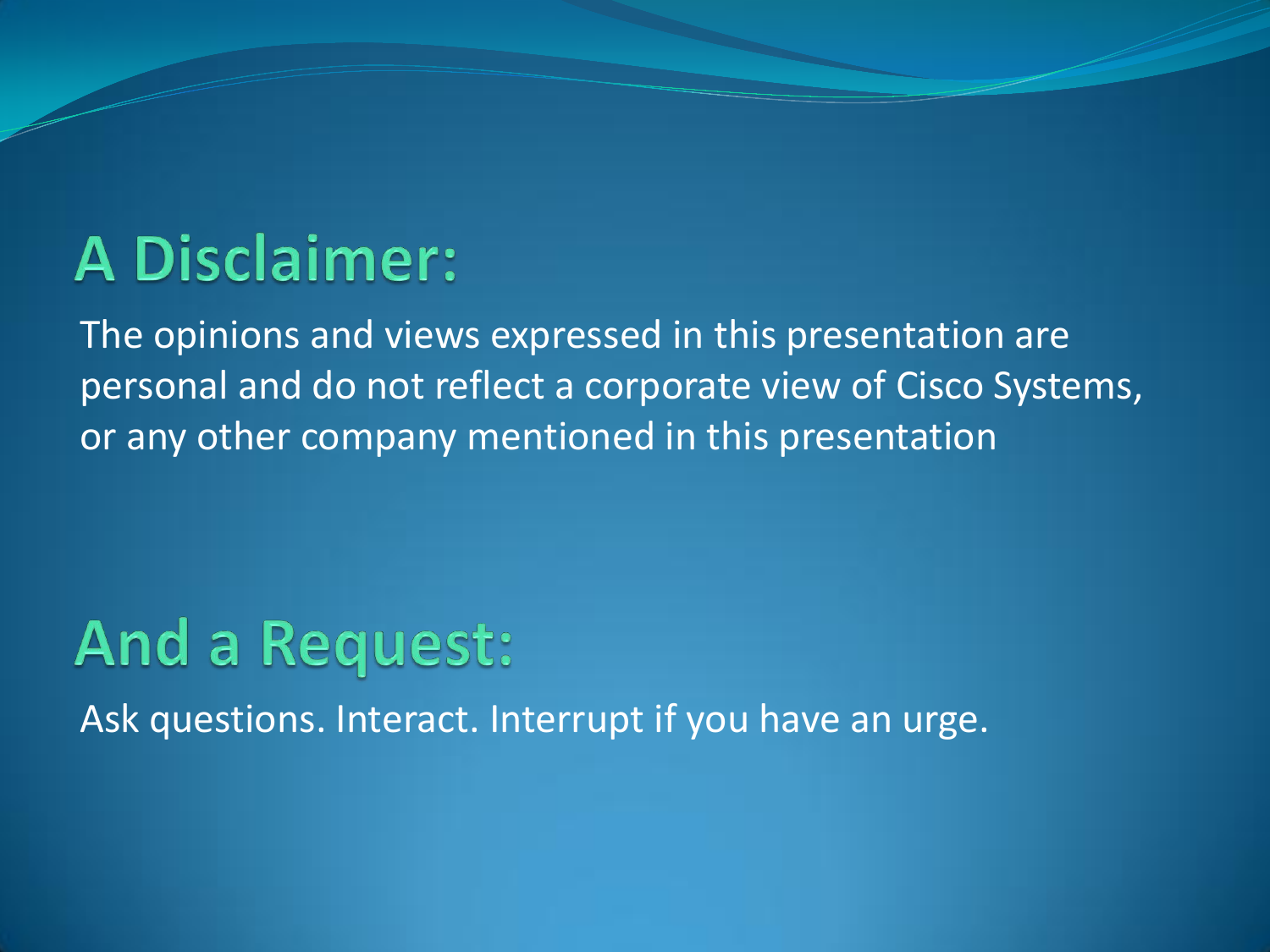# A Disclaimer:

The opinions and views expressed in this presentation are personal and do not reflect a corporate view of Cisco Systems, or any other company mentioned in this presentation

# And a Request:

Ask questions. Interact. Interrupt if you have an urge.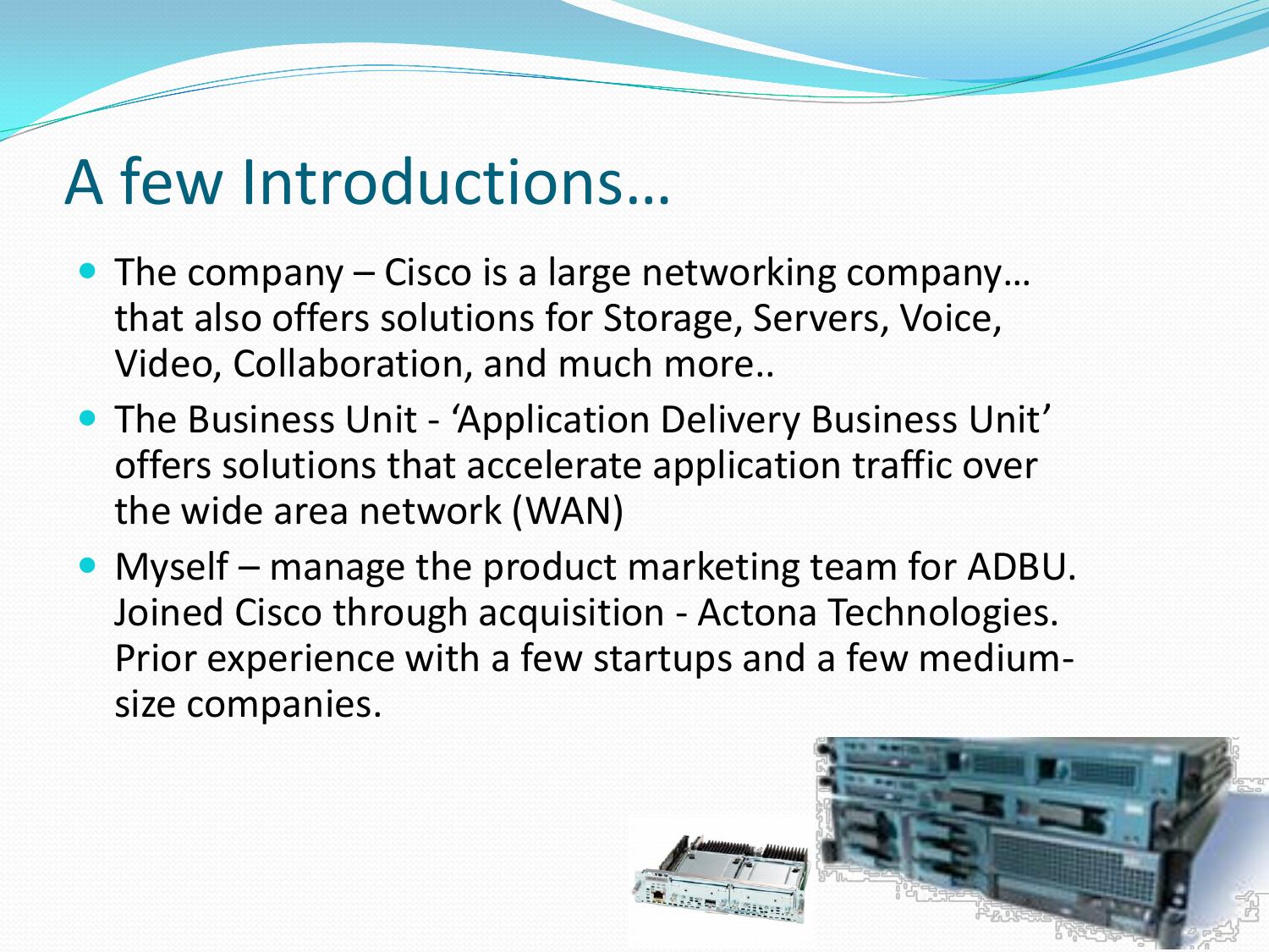# A few Introductions…

- The company – Cisco is a large networking company… that also offers solutions for Storage, Servers, Voice, Video, Collaboration, and much more..
- The Business Unit - 'Application Delivery Business Unit' offers solutions that accelerate application traffic over the wide area network (WAN)
- Myself – manage the product marketing team for ADBU. Joined Cisco through acquisition - Actona Technologies. Prior experience with a few startups and a few medium-size companies.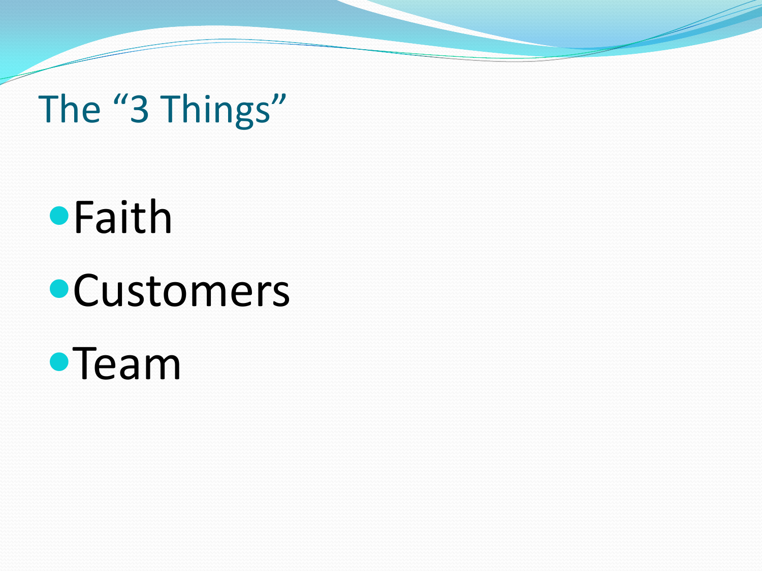# The “3 Things”

- Faith
- Customers
- Team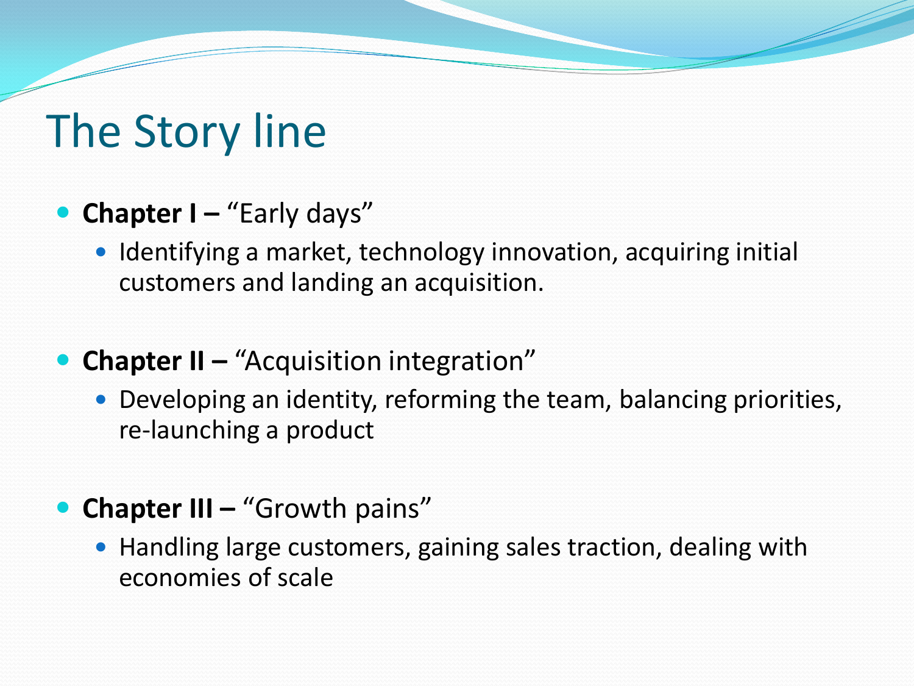# The Story line

- **Chapter I –** “Early days”
  - Identifying a market, technology innovation, acquiring initial customers and landing an acquisition.
- **Chapter II –** “Acquisition integration”
  - Developing an identity, reforming the team, balancing priorities, re-launching a product
- **Chapter III –** “Growth pains”
  - Handling large customers, gaining sales traction, dealing with economies of scale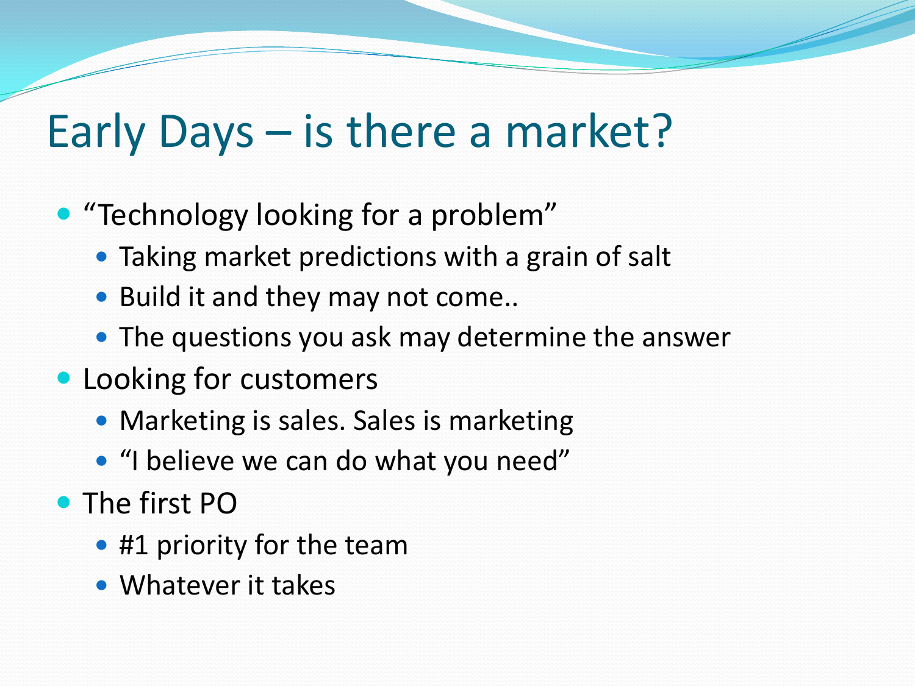# Early Days – is there a market?

- "Technology looking for a problem"
  - Taking market predictions with a grain of salt
  - Build it and they may not come..
  - The questions you ask may determine the answer
- Looking for customers
  - Marketing is sales. Sales is marketing
  - "I believe we can do what you need"
- The first PO
  - #1 priority for the team
  - Whatever it takes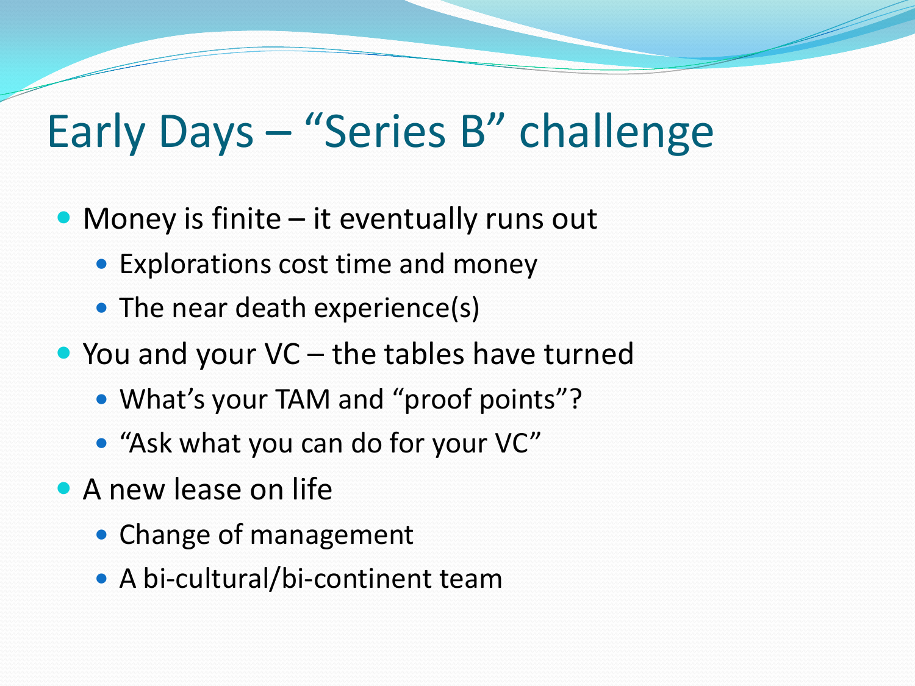# Early Days – "Series B" challenge

- Money is finite – it eventually runs out
  - Explorations cost time and money
  - The near death experience(s)
- You and your VC – the tables have turned
  - What's your TAM and "proof points"?
  - "Ask what you can do for your VC"
- A new lease on life
  - Change of management
  - A bi-cultural/bi-continent team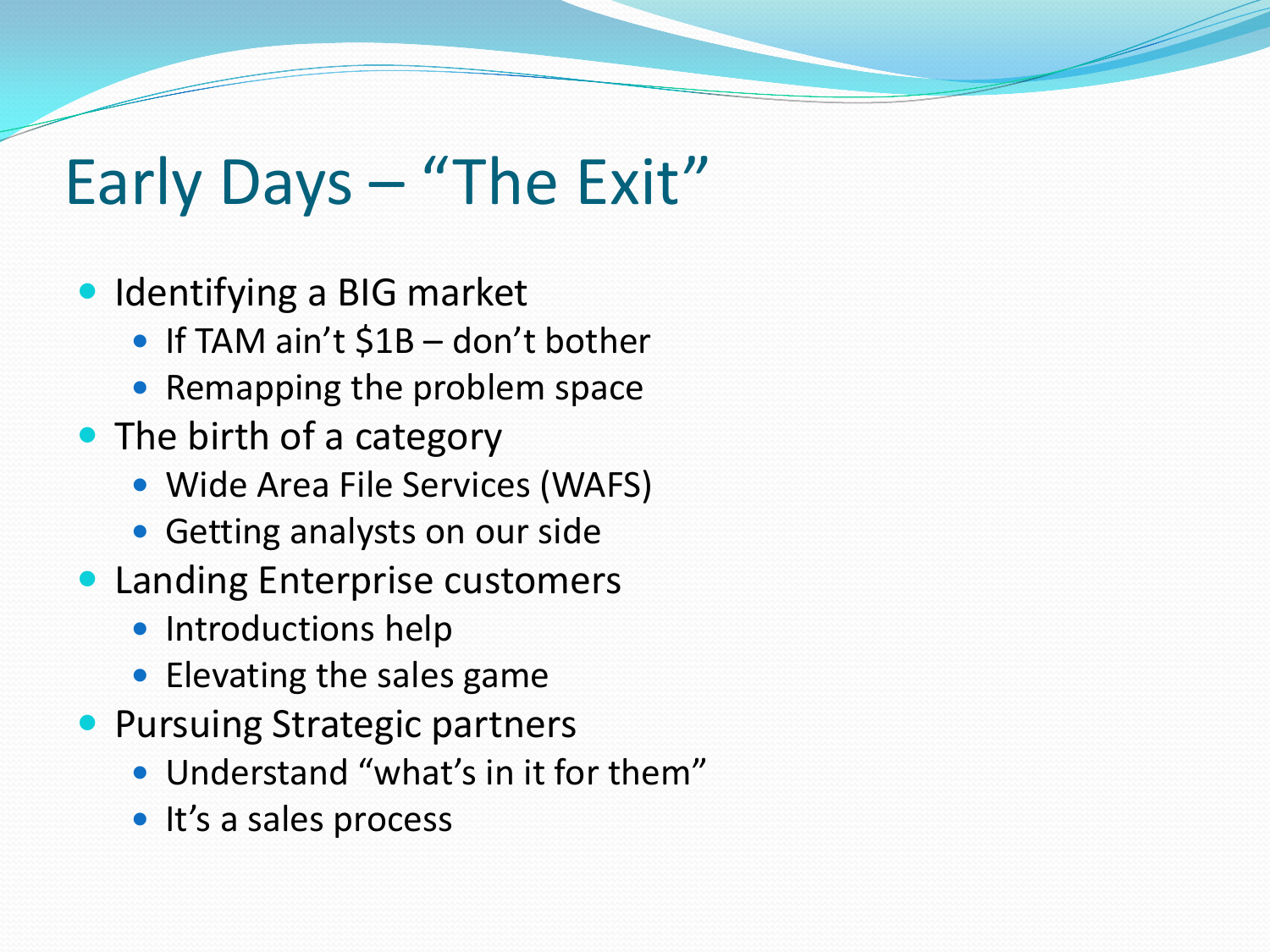# Early Days – "The Exit"

- Identifying a BIG market
  - If TAM ain't $1B – don't bother
  - Remapping the problem space
- The birth of a category
  - Wide Area File Services (WAFS)
  - Getting analysts on our side
- Landing Enterprise customers
  - Introductions help
  - Elevating the sales game
- Pursuing Strategic partners
  - Understand "what's in it for them"
  - It's a sales process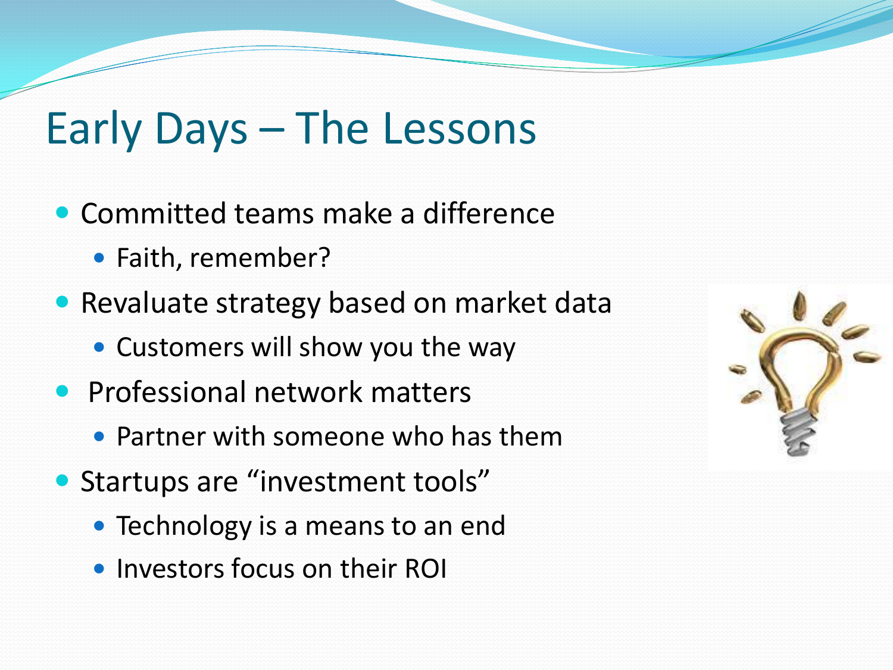# Early Days – The Lessons

- Committed teams make a difference
  - Faith, remember?
- Revaluate strategy based on market data
  - Customers will show you the way
- Professional network matters
  - Partner with someone who has them
- Startups are "investment tools"
  - Technology is a means to an end
  - Investors focus on their ROI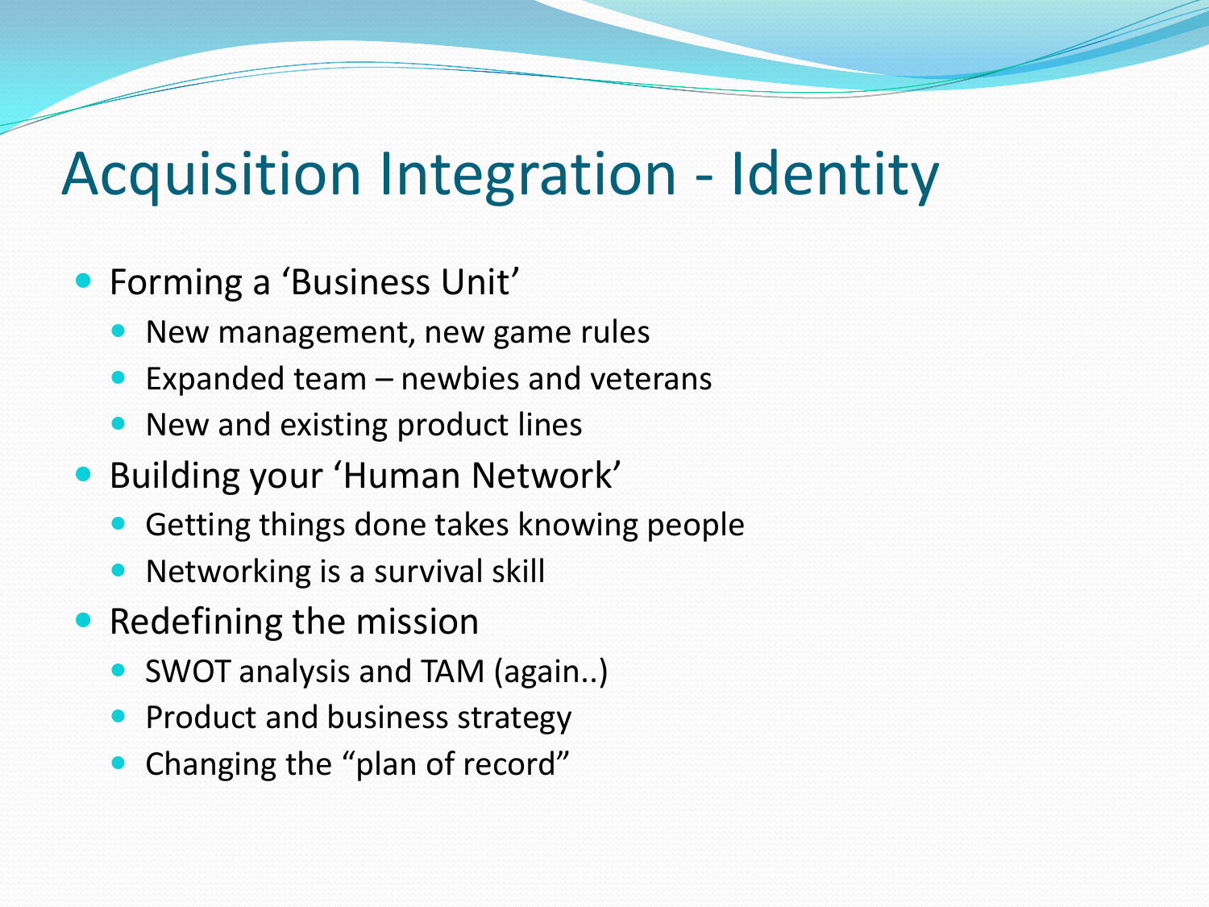# Acquisition Integration - Identity

- Forming a ‘Business Unit’
  - New management, new game rules
  - Expanded team – newbies and veterans
  - New and existing product lines
- Building your ‘Human Network’
  - Getting things done takes knowing people
  - Networking is a survival skill
- Redefining the mission
  - SWOT analysis and TAM (again..)
  - Product and business strategy
  - Changing the “plan of record”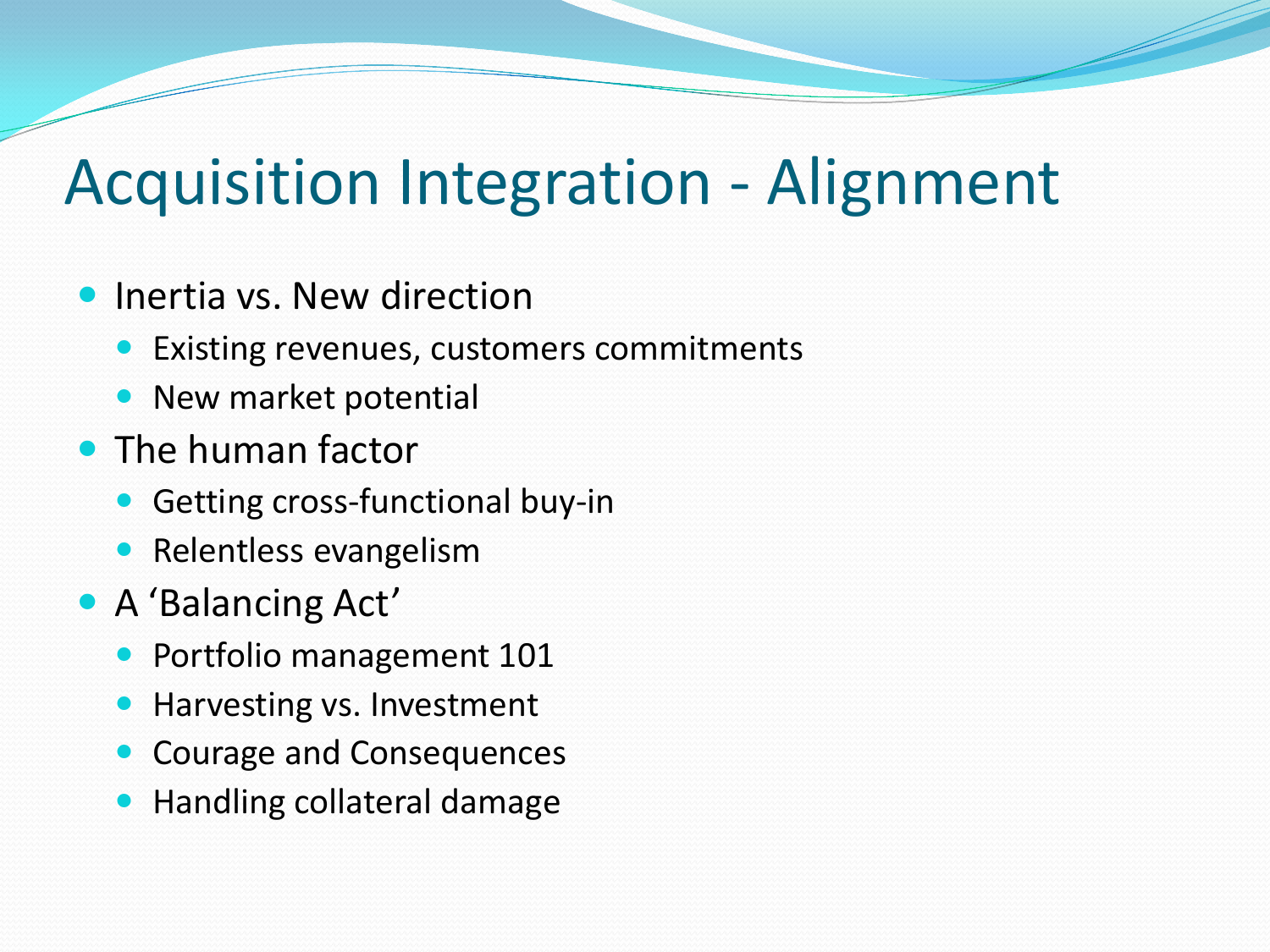# Acquisition Integration - Alignment

- Inertia vs. New direction
  - Existing revenues, customers commitments
  - New market potential
- The human factor
  - Getting cross-functional buy-in
  - Relentless evangelism
- A 'Balancing Act'
  - Portfolio management 101
  - Harvesting vs. Investment
  - Courage and Consequences
  - Handling collateral damage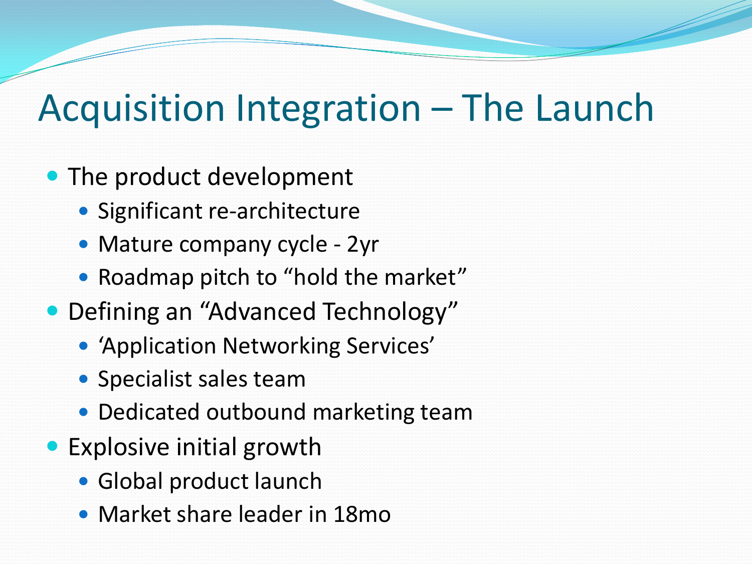# Acquisition Integration – The Launch

- The product development
  - Significant re-architecture
  - Mature company cycle - 2yr
  - Roadmap pitch to "hold the market"
- Defining an "Advanced Technology"
  - 'Application Networking Services'
  - Specialist sales team
  - Dedicated outbound marketing team
- Explosive initial growth
  - Global product launch
  - Market share leader in 18mo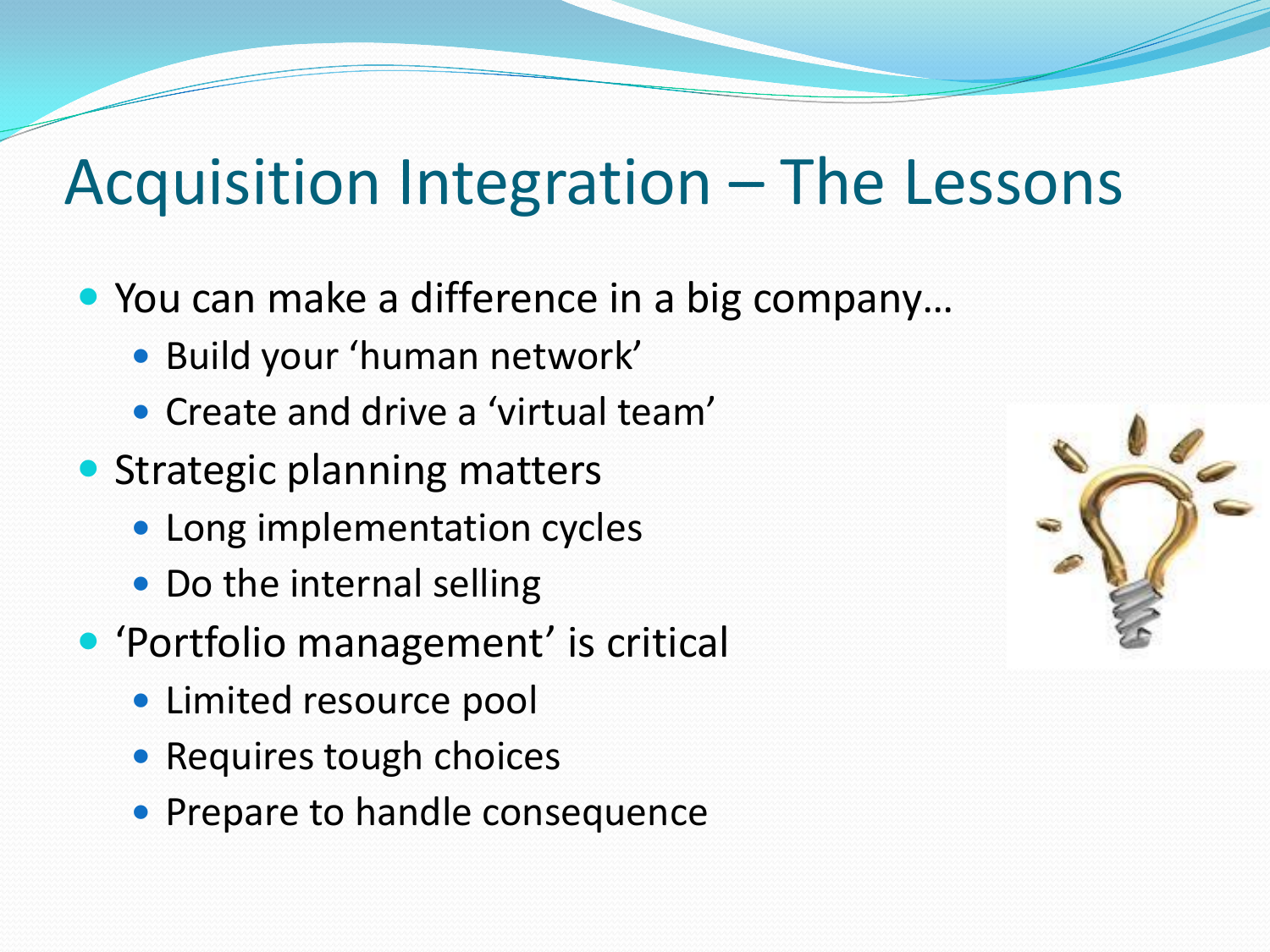# Acquisition Integration – The Lessons

- You can make a difference in a big company…
  - Build your 'human network'
  - Create and drive a 'virtual team'
- Strategic planning matters
  - Long implementation cycles
  - Do the internal selling
- 'Portfolio management' is critical
  - Limited resource pool
  - Requires tough choices
  - Prepare to handle consequence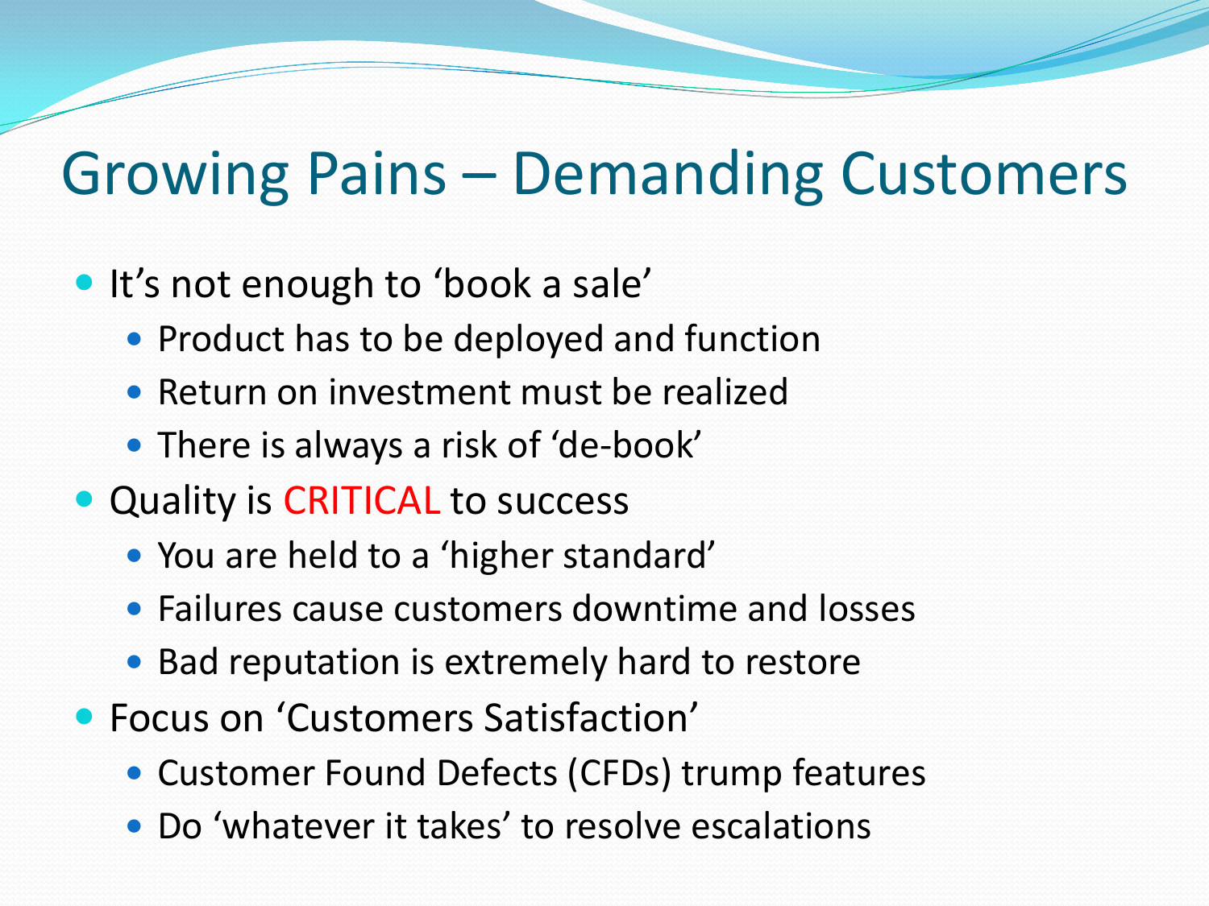# Growing Pains – Demanding Customers

- It’s not enough to ‘book a sale’
  - Product has to be deployed and function
  - Return on investment must be realized
  - There is always a risk of ‘de-book’
- Quality is CRITICAL to success
  - You are held to a ‘higher standard’
  - Failures cause customers downtime and losses
  - Bad reputation is extremely hard to restore
- Focus on ‘Customers Satisfaction’
  - Customer Found Defects (CFDs) trump features
  - Do ‘whatever it takes’ to resolve escalations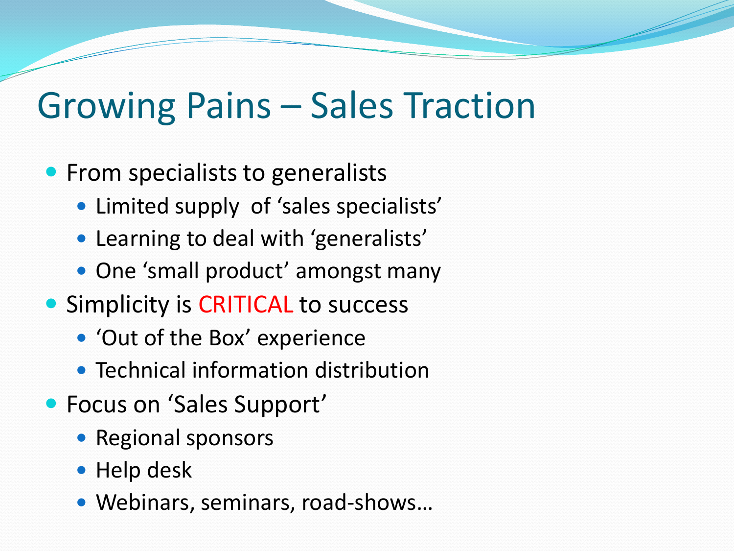# Growing Pains – Sales Traction

- From specialists to generalists
  - Limited supply of ‘sales specialists’
  - Learning to deal with ‘generalists’
  - One ‘small product’ amongst many
- Simplicity is CRITICAL to success
  - ‘Out of the Box’ experience
  - Technical information distribution
- Focus on ‘Sales Support’
  - Regional sponsors
  - Help desk
  - Webinars, seminars, road-shows…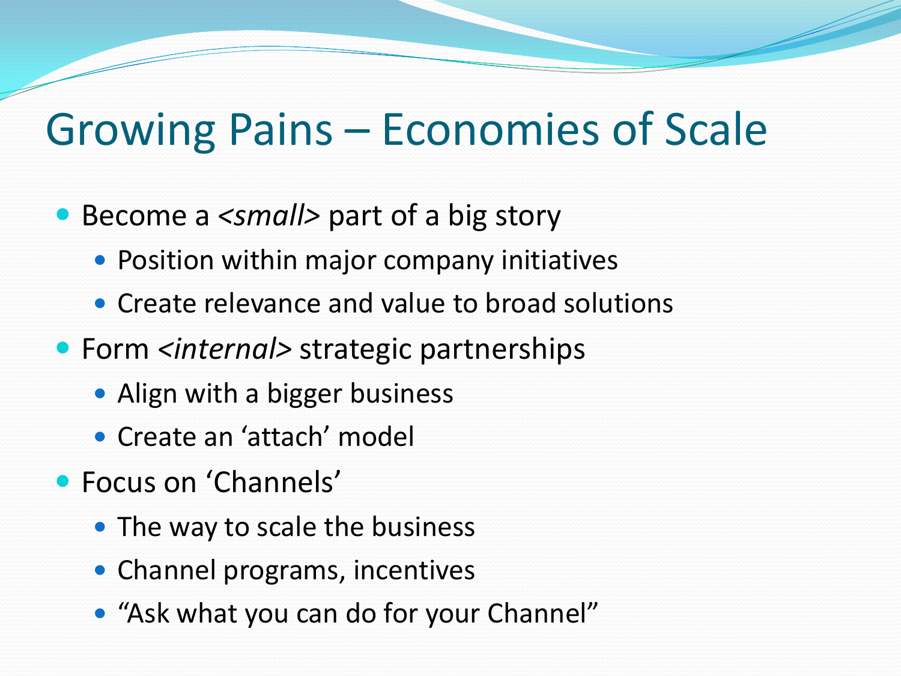# Growing Pains – Economies of Scale

- Become a <*small*> part of a big story
  - Position within major company initiatives
  - Create relevance and value to broad solutions
- Form <*internal*> strategic partnerships
  - Align with a bigger business
  - Create an 'attach' model
- Focus on 'Channels'
  - The way to scale the business
  - Channel programs, incentives
  - "Ask what you can do for your Channel"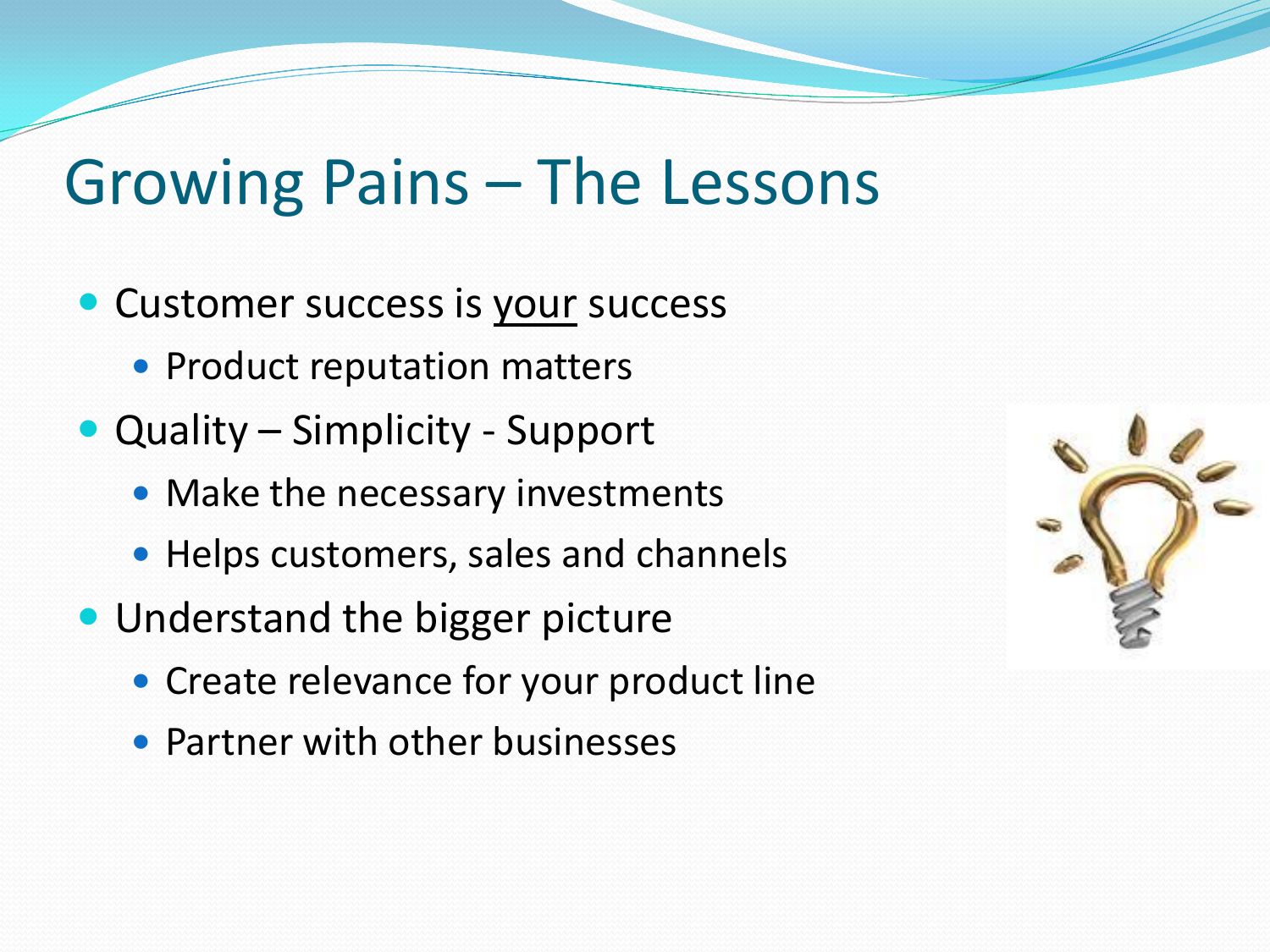# Growing Pains – The Lessons

- Customer success is <u>your</u> success
  - Product reputation matters
- Quality – Simplicity - Support
  - Make the necessary investments
  - Helps customers, sales and channels
- Understand the bigger picture
  - Create relevance for your product line
  - Partner with other businesses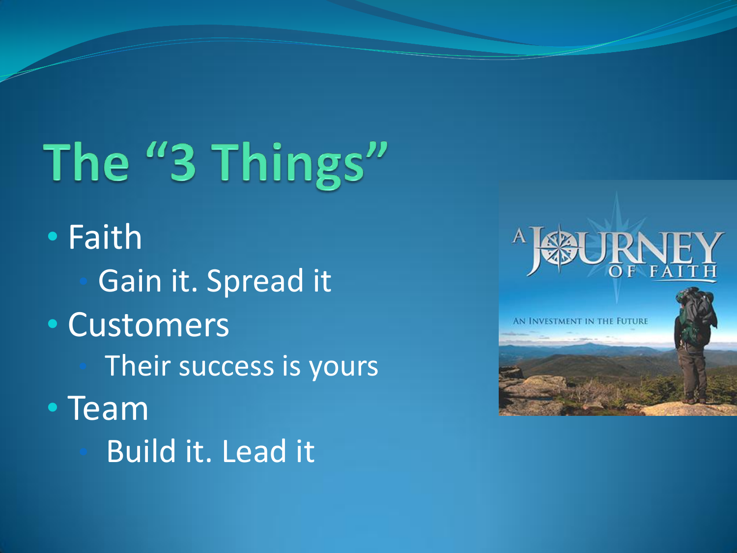# The "3 Things"

- Faith
  - Gain it. Spread it
- Customers
  - Their success is yours
- Team
  - Build it. Lead it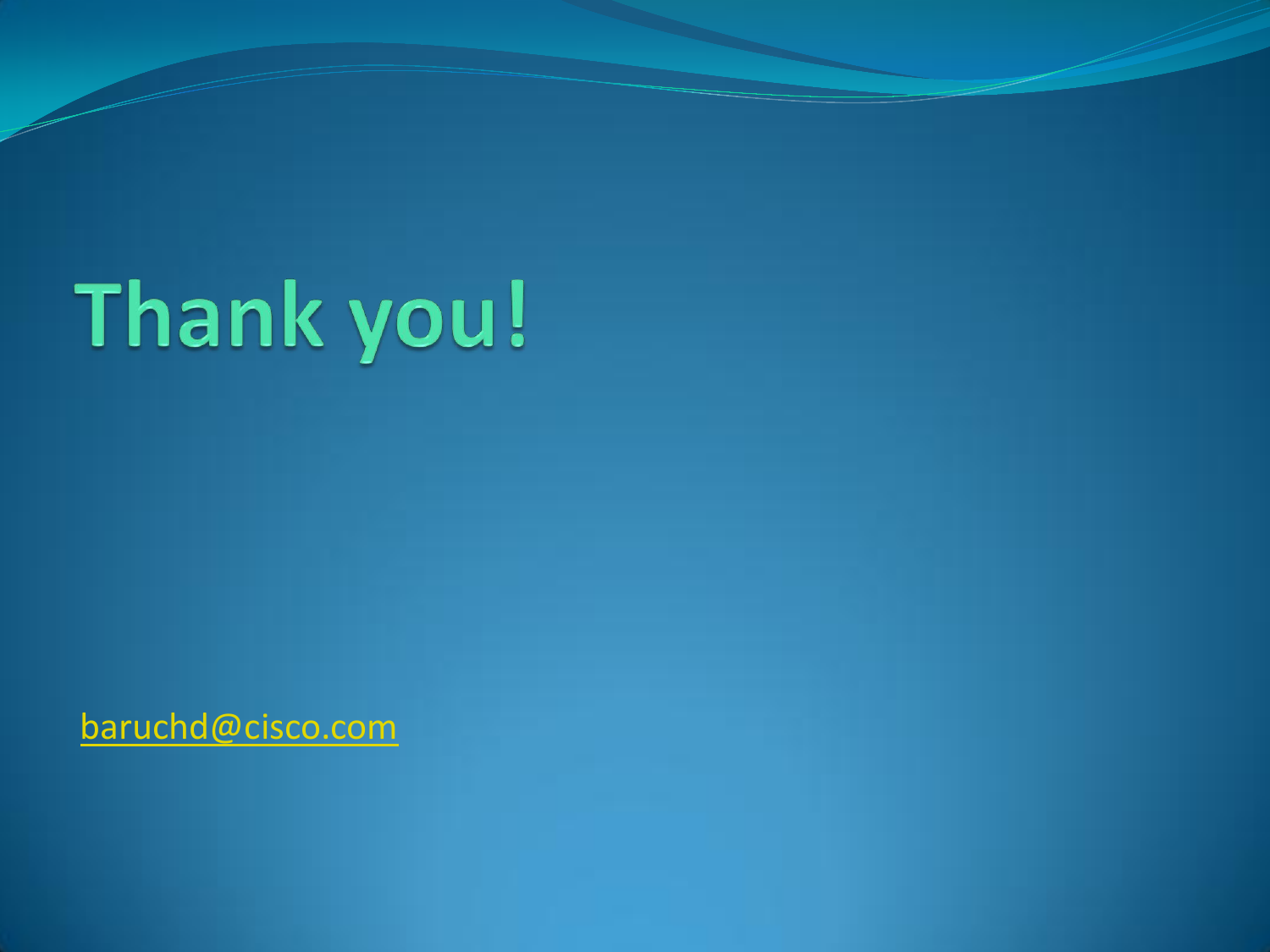# Thank you!

baruchd@cisco.com